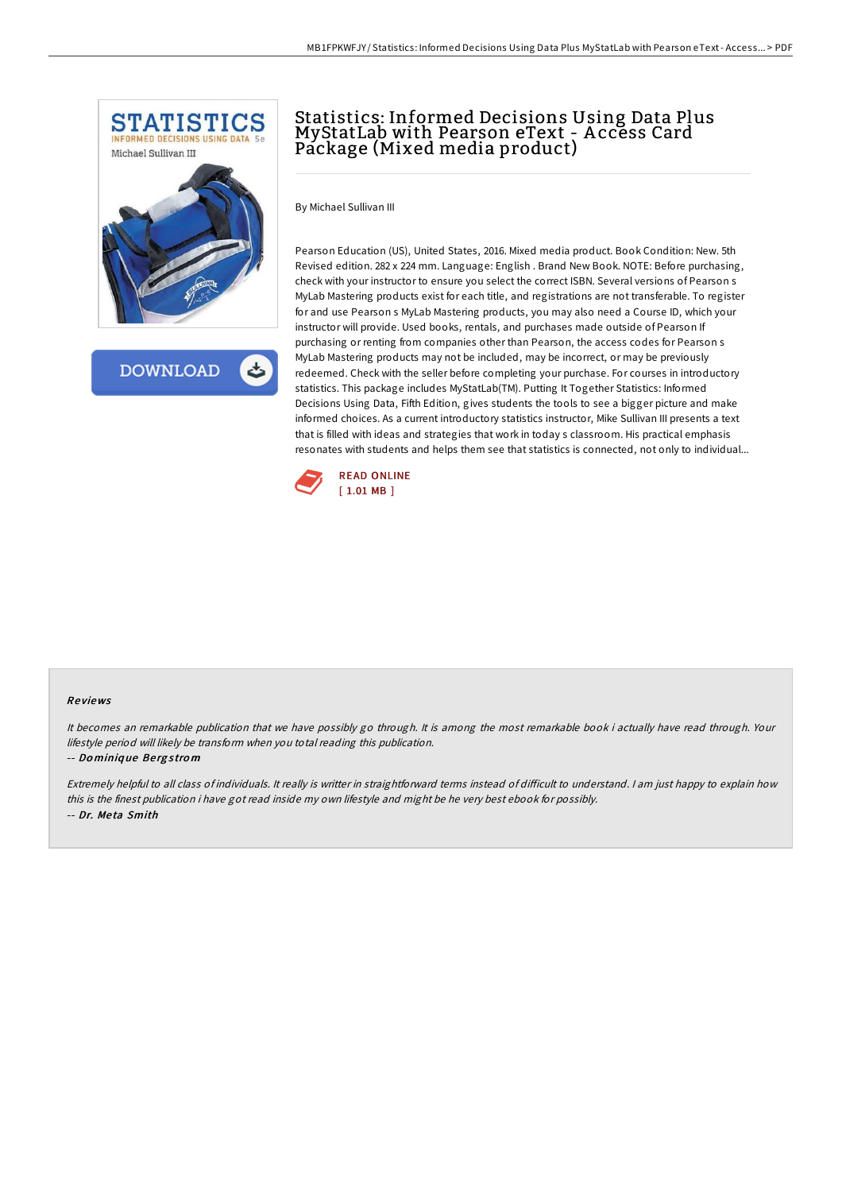# Statistics: Informed Decisions Using Data Plus MyStatLab with Pearson eText - Access Card Package (Mixed media product)

By Michael Sullivan III

Pearson Education (US), United States, 2016. Mixed media product. Book Condition: New. 5th Revised edition. 282 x 224 mm. Language: English . Brand New Book. NOTE: Before purchasing, check with your instructor to ensure you select the correct ISBN. Several versions of Pearson s MyLab Mastering products exist for each title, and registrations are not transferable. To register for and use Pearson s MyLab Mastering products, you may also need a Course ID, which your instructor will provide. Used books, rentals, and purchases made outside of Pearson If purchasing or renting from companies other than Pearson, the access codes for Pearson s MyLab Mastering products may not be included, may be incorrect, or may be previously redeemed. Check with the seller before completing your purchase. For courses in introductory statistics. This package includes MyStatLab(TM). Putting It Together Statistics: Informed Decisions Using Data, Fifth Edition, gives students the tools to see a bigger picture and make informed choices. As a current introductory statistics instructor, Mike Sullivan III presents a text that is filled with ideas and strategies that work in today s classroom. His practical emphasis resonates with students and helps them see that statistics is connected, not only to individual...

READ ONLINE
[ 1.01 MB ]

#### Reviews

*It becomes an remarkable publication that we have possibly go through. It is among the most remarkable book i actually have read through. Your lifestyle period will likely be transform when you total reading this publication.*

-- ***Dominique Bergstrom***

*Extremely helpful to all class of individuals. It really is writter in straightforward terms instead of difficult to understand. I am just happy to explain how this is the finest publication i have got read inside my own lifestyle and might be he very best ebook for possibly.*

-- ***Dr. Meta Smith***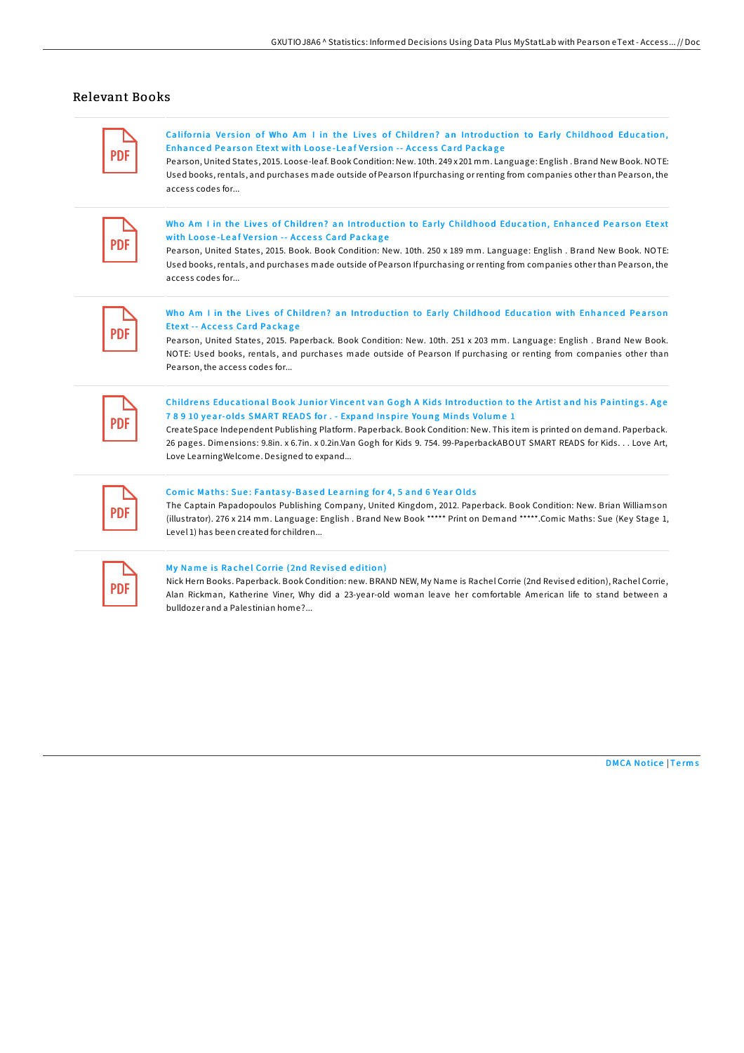## Relevant Books

PDF

**California Version of Who Am I in the Lives of Children? an Introduction to Early Childhood Education, Enhanced Pearson Etext with Loose-Leaf Version -- Access Card Package**

Pearson, United States, 2015. Loose-leaf. Book Condition: New. 10th. 249 x 201 mm. Language: English . Brand New Book. NOTE: Used books, rentals, and purchases made outside of Pearson If purchasing or renting from companies other than Pearson, the access codes for...

PDF

**Who Am I in the Lives of Children? an Introduction to Early Childhood Education, Enhanced Pearson Etext with Loose-Leaf Version -- Access Card Package**

Pearson, United States, 2015. Book. Book Condition: New. 10th. 250 x 189 mm. Language: English . Brand New Book. NOTE: Used books, rentals, and purchases made outside of Pearson If purchasing or renting from companies other than Pearson, the access codes for...

PDF

**Who Am I in the Lives of Children? an Introduction to Early Childhood Education with Enhanced Pearson Etext -- Access Card Package**

Pearson, United States, 2015. Paperback. Book Condition: New. 10th. 251 x 203 mm. Language: English . Brand New Book. NOTE: Used books, rentals, and purchases made outside of Pearson If purchasing or renting from companies other than Pearson, the access codes for...

PDF

**Childrens Educational Book Junior Vincent van Gogh A Kids Introduction to the Artist and his Paintings. Age 7 8 9 10 year-olds SMART READS for . - Expand Inspire Young Minds Volume 1**

CreateSpace Independent Publishing Platform. Paperback. Book Condition: New. This item is printed on demand. Paperback. 26 pages. Dimensions: 9.8in. x 6.7in. x 0.2in.Van Gogh for Kids 9. 754. 99-PaperbackABOUT SMART READS for Kids. . . Love Art, Love LearningWelcome. Designed to expand...

PDF

**Comic Maths: Sue: Fantasy-Based Learning for 4, 5 and 6 Year Olds**

The Captain Papadopoulos Publishing Company, United Kingdom, 2012. Paperback. Book Condition: New. Brian Williamson (illustrator). 276 x 214 mm. Language: English . Brand New Book ***** Print on Demand *****.Comic Maths: Sue (Key Stage 1, Level 1) has been created for children...

PDF

**My Name is Rachel Corrie (2nd Revised edition)**

Nick Hern Books. Paperback. Book Condition: new. BRAND NEW, My Name is Rachel Corrie (2nd Revised edition), Rachel Corrie, Alan Rickman, Katherine Viner, Why did a 23-year-old woman leave her comfortable American life to stand between a bulldozer and a Palestinian home?...

DMCA Notice | Terms